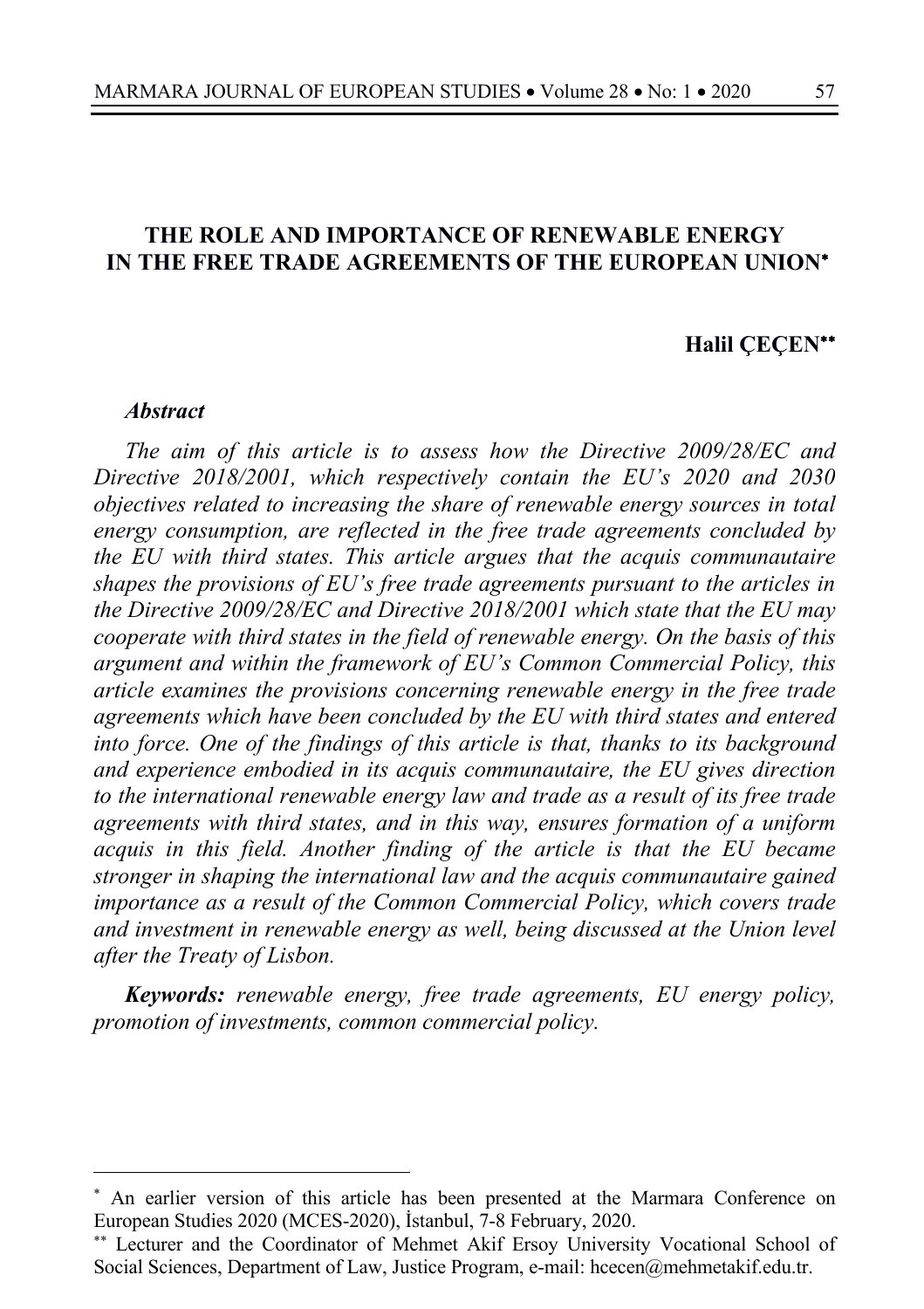# THE ROLE AND IMPORTANCE OF RENEWABLE ENERGY IN THE FREE TRADE AGREEMENTS OF THE EUROPEAN UNION[*]

**Halil ÇEÇEN[**]**

***Abstract***

*The aim of this article is to assess how the Directive 2009/28/EC and Directive 2018/2001, which respectively contain the EU's 2020 and 2030 objectives related to increasing the share of renewable energy sources in total energy consumption, are reflected in the free trade agreements concluded by the EU with third states. This article argues that the acquis communautaire shapes the provisions of EU's free trade agreements pursuant to the articles in the Directive 2009/28/EC and Directive 2018/2001 which state that the EU may cooperate with third states in the field of renewable energy. On the basis of this argument and within the framework of EU's Common Commercial Policy, this article examines the provisions concerning renewable energy in the free trade agreements which have been concluded by the EU with third states and entered into force. One of the findings of this article is that, thanks to its background and experience embodied in its acquis communautaire, the EU gives direction to the international renewable energy law and trade as a result of its free trade agreements with third states, and in this way, ensures formation of a uniform acquis in this field. Another finding of the article is that the EU became stronger in shaping the international law and the acquis communautaire gained importance as a result of the Common Commercial Policy, which covers trade and investment in renewable energy as well, being discussed at the Union level after the Treaty of Lisbon.*

***Keywords:*** *renewable energy, free trade agreements, EU energy policy, promotion of investments, common commercial policy.*

---

[*] An earlier version of this article has been presented at the Marmara Conference on European Studies 2020 (MCES-2020), İstanbul, 7-8 February, 2020.

[**] Lecturer and the Coordinator of Mehmet Akif Ersoy University Vocational School of Social Sciences, Department of Law, Justice Program, e-mail: hcecen@mehmetakif.edu.tr.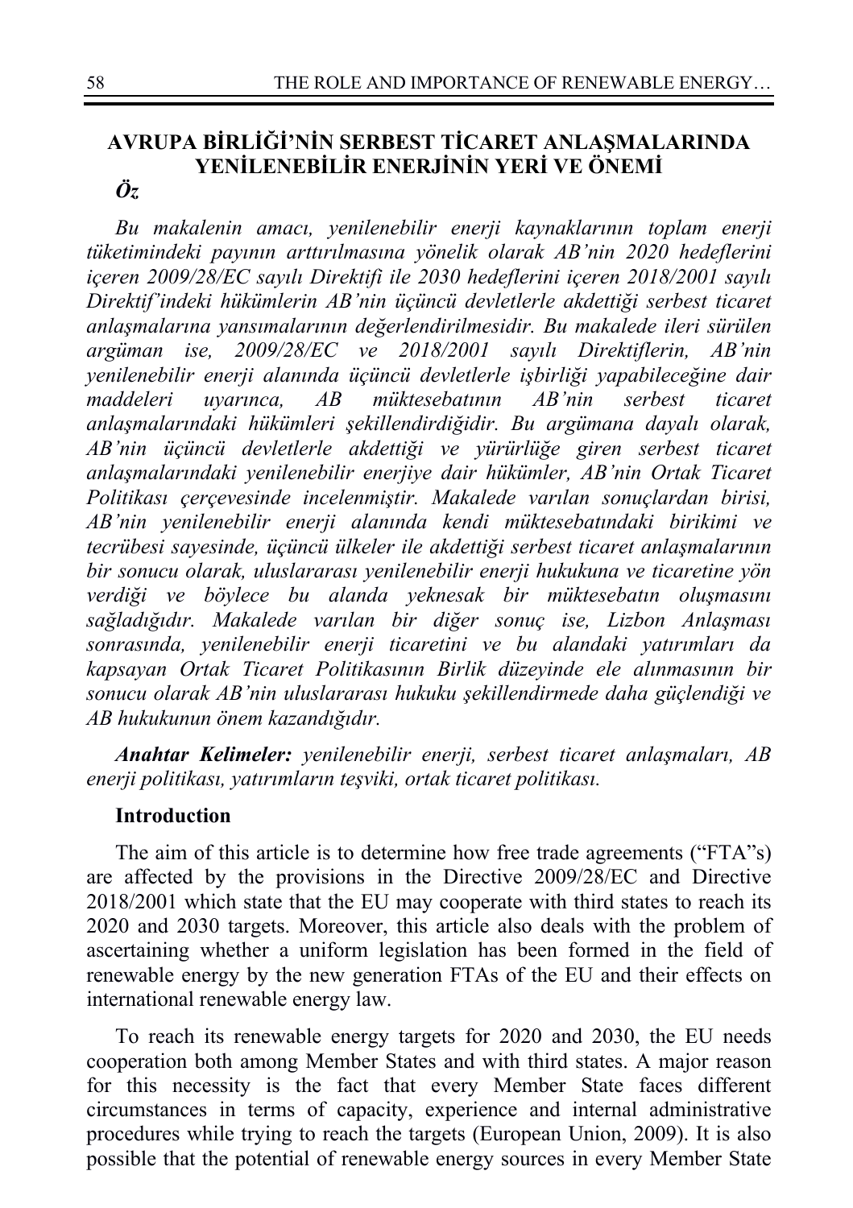## AVRUPA BİRLİĞİ'NİN SERBEST TİCARET ANLAŞMALARINDA YENİLENEBİLİR ENERJİNİN YERİ VE ÖNEMİ

### *Öz*

*Bu makalenin amacı, yenilenebilir enerji kaynaklarının toplam enerji tüketimindeki payının arttırılmasına yönelik olarak AB'nin 2020 hedeflerini içeren 2009/28/EC sayılı Direktifi ile 2030 hedeflerini içeren 2018/2001 sayılı Direktif'indeki hükümlerin AB'nin üçüncü devletlerle akdettiği serbest ticaret anlaşmalarına yansımalarının değerlendirilmesidir. Bu makalede ileri sürülen argüman ise, 2009/28/EC ve 2018/2001 sayılı Direktiflerin, AB'nin yenilenebilir enerji alanında üçüncü devletlerle işbirliği yapabileceğine dair maddeleri uyarınca, AB müktesebatının AB'nin serbest ticaret anlaşmalarındaki hükümleri şekillendirdiğidir. Bu argümana dayalı olarak, AB'nin üçüncü devletlerle akdettiği ve yürürlüğe giren serbest ticaret anlaşmalarındaki yenilenebilir enerjiye dair hükümler, AB'nin Ortak Ticaret Politikası çerçevesinde incelenmiştir. Makalede varılan sonuçlardan birisi, AB'nin yenilenebilir enerji alanında kendi müktesebatındaki birikimi ve tecrübesi sayesinde, üçüncü ülkeler ile akdettiği serbest ticaret anlaşmalarının bir sonucu olarak, uluslararası yenilenebilir enerji hukukuna ve ticaretine yön verdiği ve böylece bu alanda yeknesak bir müktesebatın oluşmasını sağladığıdır. Makalede varılan bir diğer sonuç ise, Lizbon Anlaşması sonrasında, yenilenebilir enerji ticaretini ve bu alandaki yatırımları da kapsayan Ortak Ticaret Politikasının Birlik düzeyinde ele alınmasının bir sonucu olarak AB'nin uluslararası hukuku şekillendirmede daha güçlendiği ve AB hukukunun önem kazandığıdır.*

***Anahtar Kelimeler:*** *yenilenebilir enerji, serbest ticaret anlaşmaları, AB enerji politikası, yatırımların teşviki, ortak ticaret politikası.*

### Introduction

The aim of this article is to determine how free trade agreements ("FTA"s) are affected by the provisions in the Directive 2009/28/EC and Directive 2018/2001 which state that the EU may cooperate with third states to reach its 2020 and 2030 targets. Moreover, this article also deals with the problem of ascertaining whether a uniform legislation has been formed in the field of renewable energy by the new generation FTAs of the EU and their effects on international renewable energy law.

To reach its renewable energy targets for 2020 and 2030, the EU needs cooperation both among Member States and with third states. A major reason for this necessity is the fact that every Member State faces different circumstances in terms of capacity, experience and internal administrative procedures while trying to reach the targets (European Union, 2009). It is also possible that the potential of renewable energy sources in every Member State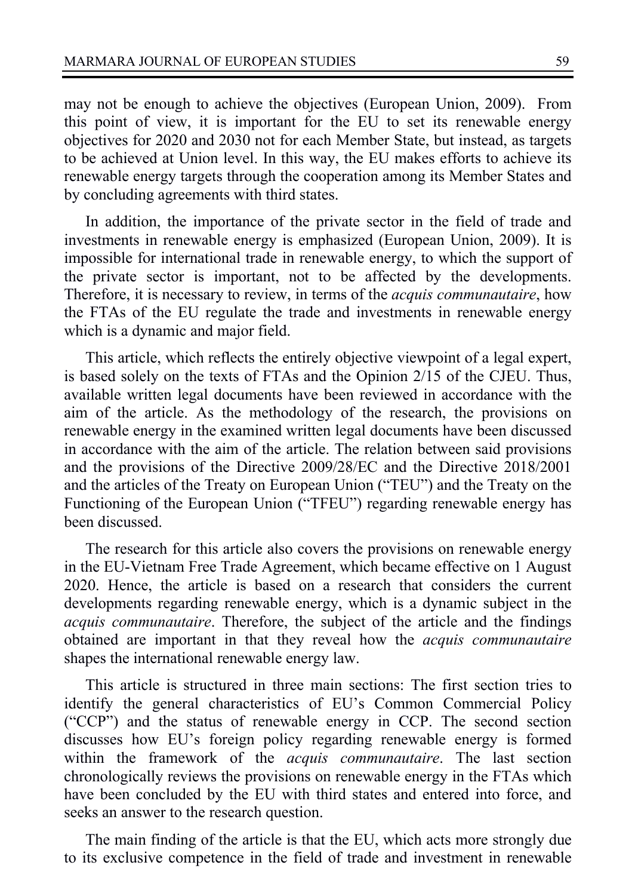may not be enough to achieve the objectives (European Union, 2009). From this point of view, it is important for the EU to set its renewable energy objectives for 2020 and 2030 not for each Member State, but instead, as targets to be achieved at Union level. In this way, the EU makes efforts to achieve its renewable energy targets through the cooperation among its Member States and by concluding agreements with third states.

In addition, the importance of the private sector in the field of trade and investments in renewable energy is emphasized (European Union, 2009). It is impossible for international trade in renewable energy, to which the support of the private sector is important, not to be affected by the developments. Therefore, it is necessary to review, in terms of the *acquis communautaire*, how the FTAs of the EU regulate the trade and investments in renewable energy which is a dynamic and major field.

This article, which reflects the entirely objective viewpoint of a legal expert, is based solely on the texts of FTAs and the Opinion 2/15 of the CJEU. Thus, available written legal documents have been reviewed in accordance with the aim of the article. As the methodology of the research, the provisions on renewable energy in the examined written legal documents have been discussed in accordance with the aim of the article. The relation between said provisions and the provisions of the Directive 2009/28/EC and the Directive 2018/2001 and the articles of the Treaty on European Union ("TEU") and the Treaty on the Functioning of the European Union ("TFEU") regarding renewable energy has been discussed.

The research for this article also covers the provisions on renewable energy in the EU-Vietnam Free Trade Agreement, which became effective on 1 August 2020. Hence, the article is based on a research that considers the current developments regarding renewable energy, which is a dynamic subject in the *acquis communautaire*. Therefore, the subject of the article and the findings obtained are important in that they reveal how the *acquis communautaire* shapes the international renewable energy law.

This article is structured in three main sections: The first section tries to identify the general characteristics of EU's Common Commercial Policy ("CCP") and the status of renewable energy in CCP. The second section discusses how EU's foreign policy regarding renewable energy is formed within the framework of the *acquis communautaire*. The last section chronologically reviews the provisions on renewable energy in the FTAs which have been concluded by the EU with third states and entered into force, and seeks an answer to the research question.

The main finding of the article is that the EU, which acts more strongly due to its exclusive competence in the field of trade and investment in renewable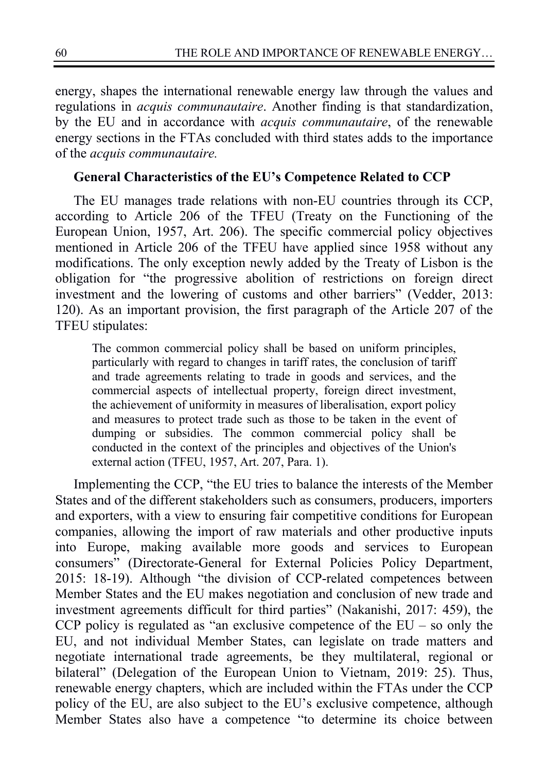energy, shapes the international renewable energy law through the values and regulations in *acquis communautaire*. Another finding is that standardization, by the EU and in accordance with *acquis communautaire*, of the renewable energy sections in the FTAs concluded with third states adds to the importance of the *acquis communautaire.*

### General Characteristics of the EU's Competence Related to CCP

The EU manages trade relations with non-EU countries through its CCP, according to Article 206 of the TFEU (Treaty on the Functioning of the European Union, 1957, Art. 206). The specific commercial policy objectives mentioned in Article 206 of the TFEU have applied since 1958 without any modifications. The only exception newly added by the Treaty of Lisbon is the obligation for "the progressive abolition of restrictions on foreign direct investment and the lowering of customs and other barriers" (Vedder, 2013: 120). As an important provision, the first paragraph of the Article 207 of the TFEU stipulates:

> The common commercial policy shall be based on uniform principles, particularly with regard to changes in tariff rates, the conclusion of tariff and trade agreements relating to trade in goods and services, and the commercial aspects of intellectual property, foreign direct investment, the achievement of uniformity in measures of liberalisation, export policy and measures to protect trade such as those to be taken in the event of dumping or subsidies. The common commercial policy shall be conducted in the context of the principles and objectives of the Union's external action (TFEU, 1957, Art. 207, Para. 1).

Implementing the CCP, "the EU tries to balance the interests of the Member States and of the different stakeholders such as consumers, producers, importers and exporters, with a view to ensuring fair competitive conditions for European companies, allowing the import of raw materials and other productive inputs into Europe, making available more goods and services to European consumers" (Directorate-General for External Policies Policy Department, 2015: 18-19). Although "the division of CCP-related competences between Member States and the EU makes negotiation and conclusion of new trade and investment agreements difficult for third parties" (Nakanishi, 2017: 459), the CCP policy is regulated as "an exclusive competence of the EU – so only the EU, and not individual Member States, can legislate on trade matters and negotiate international trade agreements, be they multilateral, regional or bilateral" (Delegation of the European Union to Vietnam, 2019: 25). Thus, renewable energy chapters, which are included within the FTAs under the CCP policy of the EU, are also subject to the EU's exclusive competence, although Member States also have a competence "to determine its choice between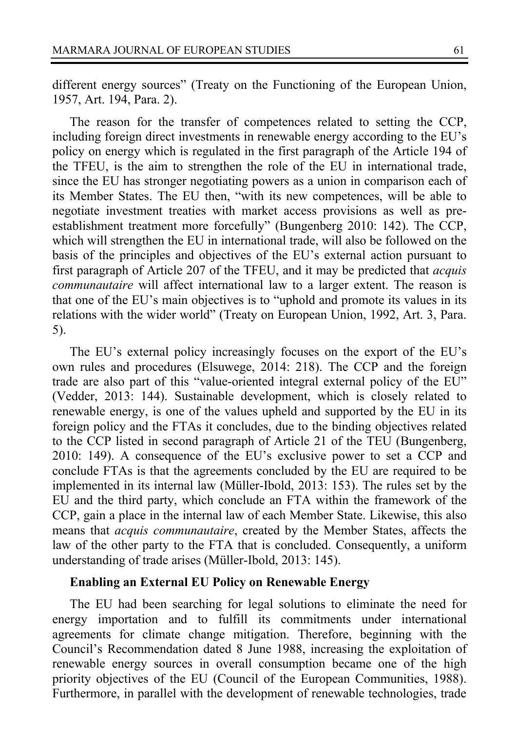different energy sources" (Treaty on the Functioning of the European Union, 1957, Art. 194, Para. 2).

The reason for the transfer of competences related to setting the CCP, including foreign direct investments in renewable energy according to the EU's policy on energy which is regulated in the first paragraph of the Article 194 of the TFEU, is the aim to strengthen the role of the EU in international trade, since the EU has stronger negotiating powers as a union in comparison each of its Member States. The EU then, "with its new competences, will be able to negotiate investment treaties with market access provisions as well as pre-establishment treatment more forcefully" (Bungenberg 2010: 142). The CCP, which will strengthen the EU in international trade, will also be followed on the basis of the principles and objectives of the EU's external action pursuant to first paragraph of Article 207 of the TFEU, and it may be predicted that *acquis communautaire* will affect international law to a larger extent. The reason is that one of the EU's main objectives is to "uphold and promote its values in its relations with the wider world" (Treaty on European Union, 1992, Art. 3, Para. 5).

The EU's external policy increasingly focuses on the export of the EU's own rules and procedures (Elsuwege, 2014: 218). The CCP and the foreign trade are also part of this "value-oriented integral external policy of the EU" (Vedder, 2013: 144). Sustainable development, which is closely related to renewable energy, is one of the values upheld and supported by the EU in its foreign policy and the FTAs it concludes, due to the binding objectives related to the CCP listed in second paragraph of Article 21 of the TEU (Bungenberg, 2010: 149). A consequence of the EU's exclusive power to set a CCP and conclude FTAs is that the agreements concluded by the EU are required to be implemented in its internal law (Müller-Ibold, 2013: 153). The rules set by the EU and the third party, which conclude an FTA within the framework of the CCP, gain a place in the internal law of each Member State. Likewise, this also means that *acquis communautaire*, created by the Member States, affects the law of the other party to the FTA that is concluded. Consequently, a uniform understanding of trade arises (Müller-Ibold, 2013: 145).

## Enabling an External EU Policy on Renewable Energy

The EU had been searching for legal solutions to eliminate the need for energy importation and to fulfill its commitments under international agreements for climate change mitigation. Therefore, beginning with the Council's Recommendation dated 8 June 1988, increasing the exploitation of renewable energy sources in overall consumption became one of the high priority objectives of the EU (Council of the European Communities, 1988). Furthermore, in parallel with the development of renewable technologies, trade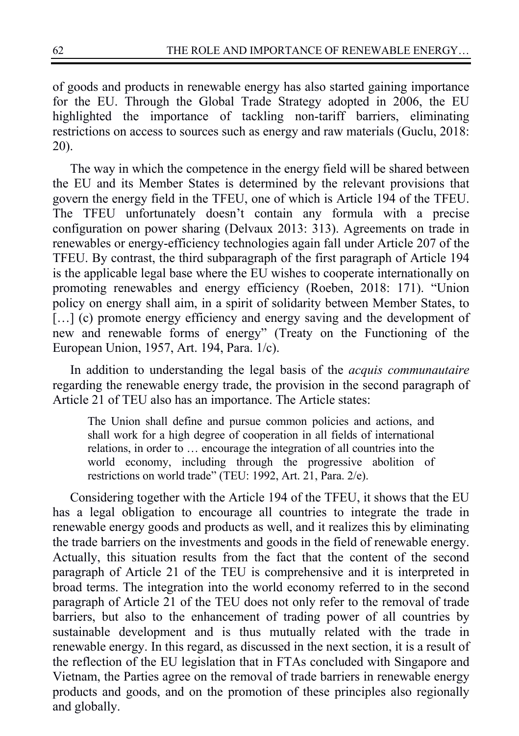of goods and products in renewable energy has also started gaining importance for the EU. Through the Global Trade Strategy adopted in 2006, the EU highlighted the importance of tackling non-tariff barriers, eliminating restrictions on access to sources such as energy and raw materials (Guclu, 2018: 20).

The way in which the competence in the energy field will be shared between the EU and its Member States is determined by the relevant provisions that govern the energy field in the TFEU, one of which is Article 194 of the TFEU. The TFEU unfortunately doesn't contain any formula with a precise configuration on power sharing (Delvaux 2013: 313). Agreements on trade in renewables or energy-efficiency technologies again fall under Article 207 of the TFEU. By contrast, the third subparagraph of the first paragraph of Article 194 is the applicable legal base where the EU wishes to cooperate internationally on promoting renewables and energy efficiency (Roeben, 2018: 171). "Union policy on energy shall aim, in a spirit of solidarity between Member States, to [...] (c) promote energy efficiency and energy saving and the development of new and renewable forms of energy" (Treaty on the Functioning of the European Union, 1957, Art. 194, Para. 1/c).

In addition to understanding the legal basis of the *acquis communautaire* regarding the renewable energy trade, the provision in the second paragraph of Article 21 of TEU also has an importance. The Article states:

> The Union shall define and pursue common policies and actions, and shall work for a high degree of cooperation in all fields of international relations, in order to … encourage the integration of all countries into the world economy, including through the progressive abolition of restrictions on world trade" (TEU: 1992, Art. 21, Para. 2/e).

Considering together with the Article 194 of the TFEU, it shows that the EU has a legal obligation to encourage all countries to integrate the trade in renewable energy goods and products as well, and it realizes this by eliminating the trade barriers on the investments and goods in the field of renewable energy. Actually, this situation results from the fact that the content of the second paragraph of Article 21 of the TEU is comprehensive and it is interpreted in broad terms. The integration into the world economy referred to in the second paragraph of Article 21 of the TEU does not only refer to the removal of trade barriers, but also to the enhancement of trading power of all countries by sustainable development and is thus mutually related with the trade in renewable energy. In this regard, as discussed in the next section, it is a result of the reflection of the EU legislation that in FTAs concluded with Singapore and Vietnam, the Parties agree on the removal of trade barriers in renewable energy products and goods, and on the promotion of these principles also regionally and globally.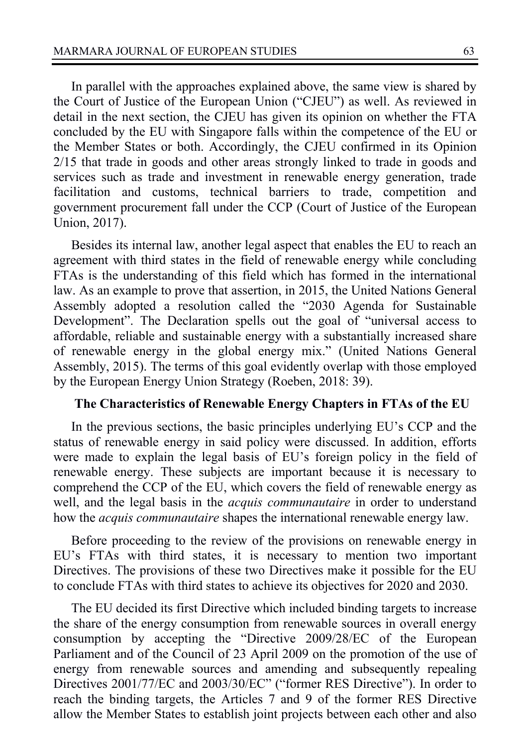In parallel with the approaches explained above, the same view is shared by the Court of Justice of the European Union ("CJEU") as well. As reviewed in detail in the next section, the CJEU has given its opinion on whether the FTA concluded by the EU with Singapore falls within the competence of the EU or the Member States or both. Accordingly, the CJEU confirmed in its Opinion 2/15 that trade in goods and other areas strongly linked to trade in goods and services such as trade and investment in renewable energy generation, trade facilitation and customs, technical barriers to trade, competition and government procurement fall under the CCP (Court of Justice of the European Union, 2017).

Besides its internal law, another legal aspect that enables the EU to reach an agreement with third states in the field of renewable energy while concluding FTAs is the understanding of this field which has formed in the international law. As an example to prove that assertion, in 2015, the United Nations General Assembly adopted a resolution called the "2030 Agenda for Sustainable Development". The Declaration spells out the goal of "universal access to affordable, reliable and sustainable energy with a substantially increased share of renewable energy in the global energy mix." (United Nations General Assembly, 2015). The terms of this goal evidently overlap with those employed by the European Energy Union Strategy (Roeben, 2018: 39).

## The Characteristics of Renewable Energy Chapters in FTAs of the EU

In the previous sections, the basic principles underlying EU's CCP and the status of renewable energy in said policy were discussed. In addition, efforts were made to explain the legal basis of EU's foreign policy in the field of renewable energy. These subjects are important because it is necessary to comprehend the CCP of the EU, which covers the field of renewable energy as well, and the legal basis in the *acquis communautaire* in order to understand how the *acquis communautaire* shapes the international renewable energy law.

Before proceeding to the review of the provisions on renewable energy in EU's FTAs with third states, it is necessary to mention two important Directives. The provisions of these two Directives make it possible for the EU to conclude FTAs with third states to achieve its objectives for 2020 and 2030.

The EU decided its first Directive which included binding targets to increase the share of the energy consumption from renewable sources in overall energy consumption by accepting the "Directive 2009/28/EC of the European Parliament and of the Council of 23 April 2009 on the promotion of the use of energy from renewable sources and amending and subsequently repealing Directives 2001/77/EC and 2003/30/EC" ("former RES Directive"). In order to reach the binding targets, the Articles 7 and 9 of the former RES Directive allow the Member States to establish joint projects between each other and also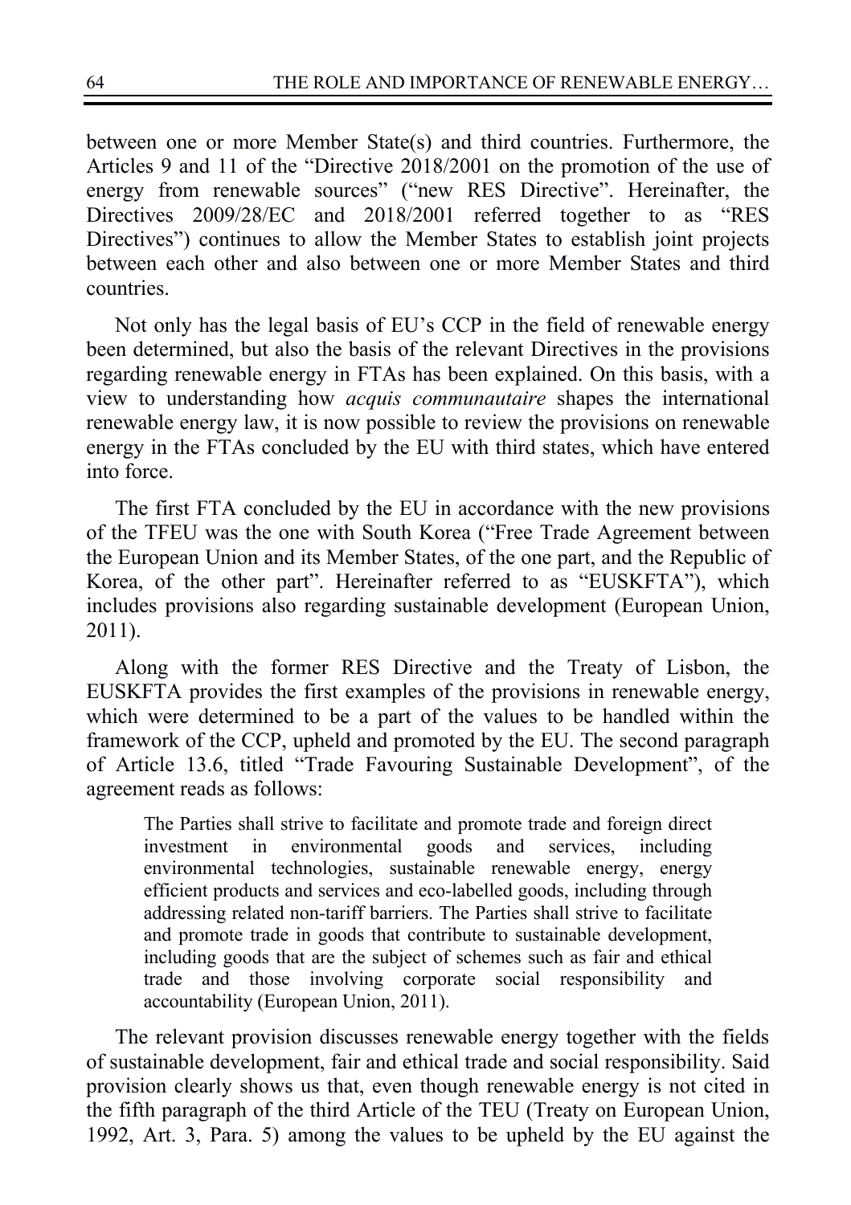between one or more Member State(s) and third countries. Furthermore, the Articles 9 and 11 of the "Directive 2018/2001 on the promotion of the use of energy from renewable sources" ("new RES Directive". Hereinafter, the Directives 2009/28/EC and 2018/2001 referred together to as "RES Directives") continues to allow the Member States to establish joint projects between each other and also between one or more Member States and third countries.

Not only has the legal basis of EU's CCP in the field of renewable energy been determined, but also the basis of the relevant Directives in the provisions regarding renewable energy in FTAs has been explained. On this basis, with a view to understanding how *acquis communautaire* shapes the international renewable energy law, it is now possible to review the provisions on renewable energy in the FTAs concluded by the EU with third states, which have entered into force.

The first FTA concluded by the EU in accordance with the new provisions of the TFEU was the one with South Korea ("Free Trade Agreement between the European Union and its Member States, of the one part, and the Republic of Korea, of the other part". Hereinafter referred to as "EUSKFTA"), which includes provisions also regarding sustainable development (European Union, 2011).

Along with the former RES Directive and the Treaty of Lisbon, the EUSKFTA provides the first examples of the provisions in renewable energy, which were determined to be a part of the values to be handled within the framework of the CCP, upheld and promoted by the EU. The second paragraph of Article 13.6, titled "Trade Favouring Sustainable Development", of the agreement reads as follows:

> The Parties shall strive to facilitate and promote trade and foreign direct investment in environmental goods and services, including environmental technologies, sustainable renewable energy, energy efficient products and services and eco-labelled goods, including through addressing related non-tariff barriers. The Parties shall strive to facilitate and promote trade in goods that contribute to sustainable development, including goods that are the subject of schemes such as fair and ethical trade and those involving corporate social responsibility and accountability (European Union, 2011).

The relevant provision discusses renewable energy together with the fields of sustainable development, fair and ethical trade and social responsibility. Said provision clearly shows us that, even though renewable energy is not cited in the fifth paragraph of the third Article of the TEU (Treaty on European Union, 1992, Art. 3, Para. 5) among the values to be upheld by the EU against the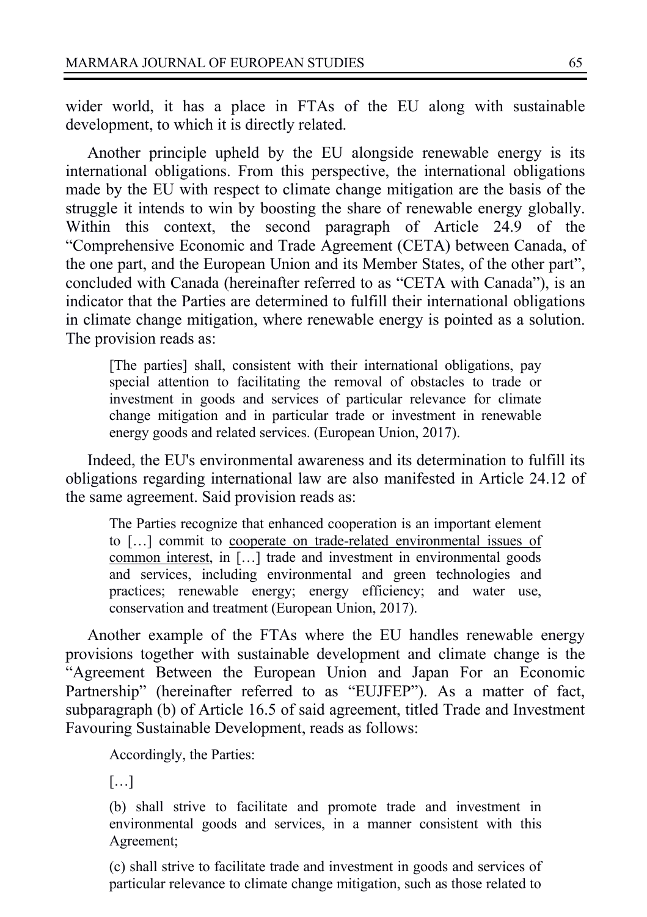wider world, it has a place in FTAs of the EU along with sustainable development, to which it is directly related.

Another principle upheld by the EU alongside renewable energy is its international obligations. From this perspective, the international obligations made by the EU with respect to climate change mitigation are the basis of the struggle it intends to win by boosting the share of renewable energy globally. Within this context, the second paragraph of Article 24.9 of the "Comprehensive Economic and Trade Agreement (CETA) between Canada, of the one part, and the European Union and its Member States, of the other part", concluded with Canada (hereinafter referred to as "CETA with Canada"), is an indicator that the Parties are determined to fulfill their international obligations in climate change mitigation, where renewable energy is pointed as a solution. The provision reads as:

> [The parties] shall, consistent with their international obligations, pay special attention to facilitating the removal of obstacles to trade or investment in goods and services of particular relevance for climate change mitigation and in particular trade or investment in renewable energy goods and related services. (European Union, 2017).

Indeed, the EU's environmental awareness and its determination to fulfill its obligations regarding international law are also manifested in Article 24.12 of the same agreement. Said provision reads as:

> The Parties recognize that enhanced cooperation is an important element to […] commit to <u>cooperate on trade-related environmental issues of common interest</u>, in […] trade and investment in environmental goods and services, including environmental and green technologies and practices; renewable energy; energy efficiency; and water use, conservation and treatment (European Union, 2017).

Another example of the FTAs where the EU handles renewable energy provisions together with sustainable development and climate change is the "Agreement Between the European Union and Japan For an Economic Partnership" (hereinafter referred to as "EUJFEP"). As a matter of fact, subparagraph (b) of Article 16.5 of said agreement, titled Trade and Investment Favouring Sustainable Development, reads as follows:

> Accordingly, the Parties:
>
> […]
>
> (b) shall strive to facilitate and promote trade and investment in environmental goods and services, in a manner consistent with this Agreement;
>
> (c) shall strive to facilitate trade and investment in goods and services of particular relevance to climate change mitigation, such as those related to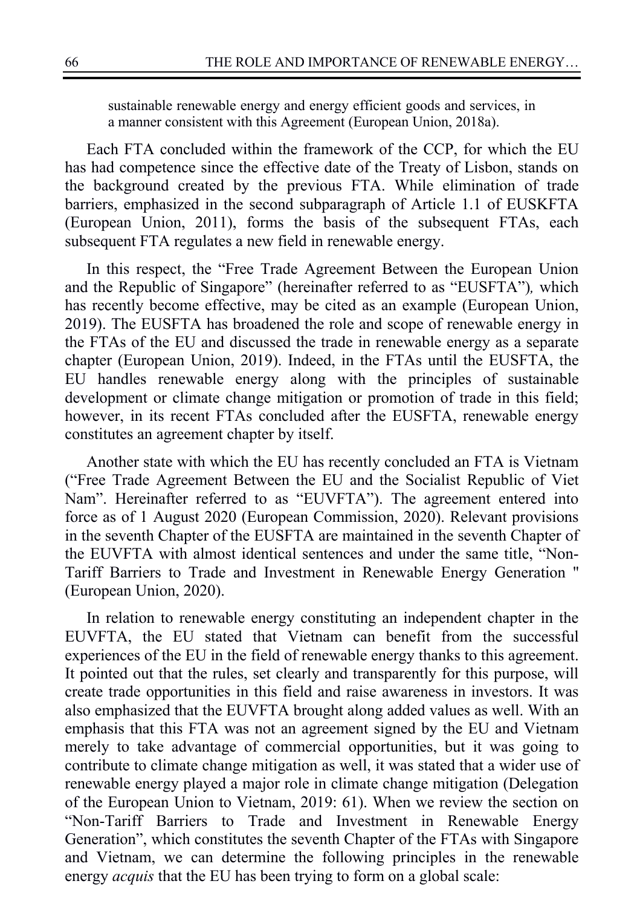sustainable renewable energy and energy efficient goods and services, in a manner consistent with this Agreement (European Union, 2018a).

Each FTA concluded within the framework of the CCP, for which the EU has had competence since the effective date of the Treaty of Lisbon, stands on the background created by the previous FTA. While elimination of trade barriers, emphasized in the second subparagraph of Article 1.1 of EUSKFTA (European Union, 2011), forms the basis of the subsequent FTAs, each subsequent FTA regulates a new field in renewable energy.

In this respect, the "Free Trade Agreement Between the European Union and the Republic of Singapore" (hereinafter referred to as "EUSFTA")*,* which has recently become effective, may be cited as an example (European Union, 2019). The EUSFTA has broadened the role and scope of renewable energy in the FTAs of the EU and discussed the trade in renewable energy as a separate chapter (European Union, 2019). Indeed, in the FTAs until the EUSFTA, the EU handles renewable energy along with the principles of sustainable development or climate change mitigation or promotion of trade in this field; however, in its recent FTAs concluded after the EUSFTA, renewable energy constitutes an agreement chapter by itself.

Another state with which the EU has recently concluded an FTA is Vietnam ("Free Trade Agreement Between the EU and the Socialist Republic of Viet Nam". Hereinafter referred to as "EUVFTA"). The agreement entered into force as of 1 August 2020 (European Commission, 2020). Relevant provisions in the seventh Chapter of the EUSFTA are maintained in the seventh Chapter of the EUVFTA with almost identical sentences and under the same title, "Non-Tariff Barriers to Trade and Investment in Renewable Energy Generation " (European Union, 2020).

In relation to renewable energy constituting an independent chapter in the EUVFTA, the EU stated that Vietnam can benefit from the successful experiences of the EU in the field of renewable energy thanks to this agreement. It pointed out that the rules, set clearly and transparently for this purpose, will create trade opportunities in this field and raise awareness in investors. It was also emphasized that the EUVFTA brought along added values as well. With an emphasis that this FTA was not an agreement signed by the EU and Vietnam merely to take advantage of commercial opportunities, but it was going to contribute to climate change mitigation as well, it was stated that a wider use of renewable energy played a major role in climate change mitigation (Delegation of the European Union to Vietnam, 2019: 61). When we review the section on "Non-Tariff Barriers to Trade and Investment in Renewable Energy Generation", which constitutes the seventh Chapter of the FTAs with Singapore and Vietnam, we can determine the following principles in the renewable energy *acquis* that the EU has been trying to form on a global scale: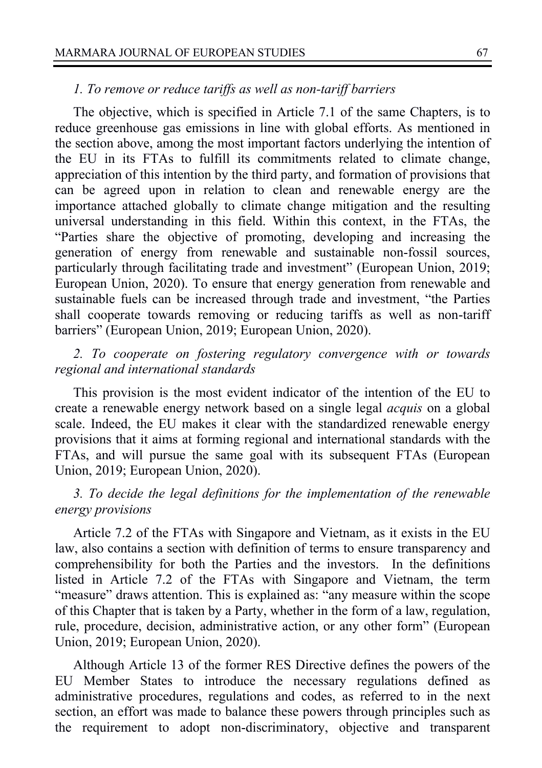*1. To remove or reduce tariffs as well as non-tariff barriers*

The objective, which is specified in Article 7.1 of the same Chapters, is to reduce greenhouse gas emissions in line with global efforts. As mentioned in the section above, among the most important factors underlying the intention of the EU in its FTAs to fulfill its commitments related to climate change, appreciation of this intention by the third party, and formation of provisions that can be agreed upon in relation to clean and renewable energy are the importance attached globally to climate change mitigation and the resulting universal understanding in this field. Within this context, in the FTAs, the "Parties share the objective of promoting, developing and increasing the generation of energy from renewable and sustainable non-fossil sources, particularly through facilitating trade and investment" (European Union, 2019; European Union, 2020). To ensure that energy generation from renewable and sustainable fuels can be increased through trade and investment, "the Parties shall cooperate towards removing or reducing tariffs as well as non-tariff barriers" (European Union, 2019; European Union, 2020).

*2. To cooperate on fostering regulatory convergence with or towards regional and international standards*

This provision is the most evident indicator of the intention of the EU to create a renewable energy network based on a single legal *acquis* on a global scale. Indeed, the EU makes it clear with the standardized renewable energy provisions that it aims at forming regional and international standards with the FTAs, and will pursue the same goal with its subsequent FTAs (European Union, 2019; European Union, 2020).

*3. To decide the legal definitions for the implementation of the renewable energy provisions*

Article 7.2 of the FTAs with Singapore and Vietnam, as it exists in the EU law, also contains a section with definition of terms to ensure transparency and comprehensibility for both the Parties and the investors. In the definitions listed in Article 7.2 of the FTAs with Singapore and Vietnam, the term "measure" draws attention. This is explained as: "any measure within the scope of this Chapter that is taken by a Party, whether in the form of a law, regulation, rule, procedure, decision, administrative action, or any other form" (European Union, 2019; European Union, 2020).

Although Article 13 of the former RES Directive defines the powers of the EU Member States to introduce the necessary regulations defined as administrative procedures, regulations and codes, as referred to in the next section, an effort was made to balance these powers through principles such as the requirement to adopt non-discriminatory, objective and transparent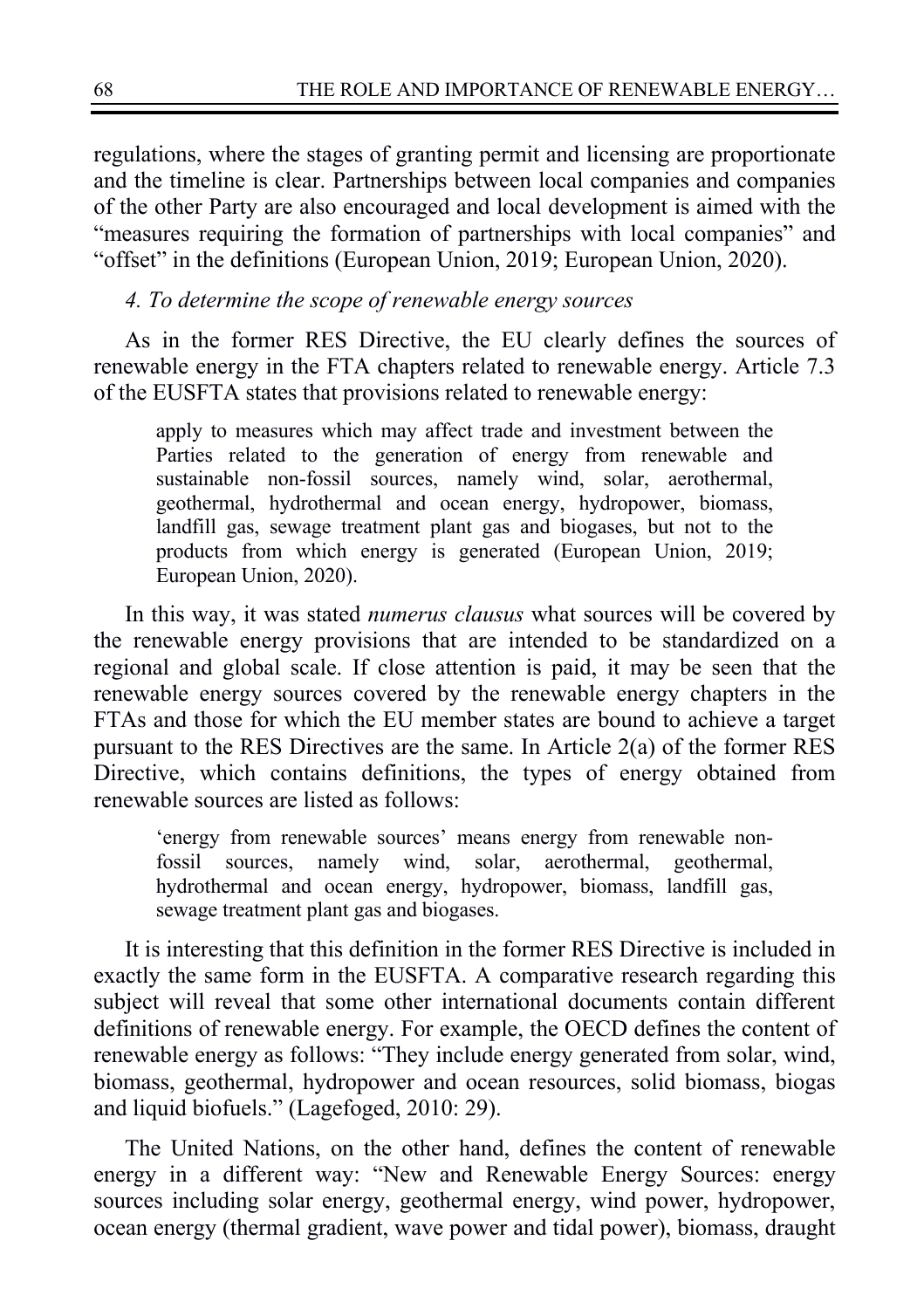regulations, where the stages of granting permit and licensing are proportionate and the timeline is clear. Partnerships between local companies and companies of the other Party are also encouraged and local development is aimed with the "measures requiring the formation of partnerships with local companies" and "offset" in the definitions (European Union, 2019; European Union, 2020).

*4. To determine the scope of renewable energy sources*

As in the former RES Directive, the EU clearly defines the sources of renewable energy in the FTA chapters related to renewable energy. Article 7.3 of the EUSFTA states that provisions related to renewable energy:

> apply to measures which may affect trade and investment between the Parties related to the generation of energy from renewable and sustainable non-fossil sources, namely wind, solar, aerothermal, geothermal, hydrothermal and ocean energy, hydropower, biomass, landfill gas, sewage treatment plant gas and biogases, but not to the products from which energy is generated (European Union, 2019; European Union, 2020).

In this way, it was stated *numerus clausus* what sources will be covered by the renewable energy provisions that are intended to be standardized on a regional and global scale. If close attention is paid, it may be seen that the renewable energy sources covered by the renewable energy chapters in the FTAs and those for which the EU member states are bound to achieve a target pursuant to the RES Directives are the same. In Article 2(a) of the former RES Directive, which contains definitions, the types of energy obtained from renewable sources are listed as follows:

> 'energy from renewable sources' means energy from renewable non-fossil sources, namely wind, solar, aerothermal, geothermal, hydrothermal and ocean energy, hydropower, biomass, landfill gas, sewage treatment plant gas and biogases.

It is interesting that this definition in the former RES Directive is included in exactly the same form in the EUSFTA. A comparative research regarding this subject will reveal that some other international documents contain different definitions of renewable energy. For example, the OECD defines the content of renewable energy as follows: "They include energy generated from solar, wind, biomass, geothermal, hydropower and ocean resources, solid biomass, biogas and liquid biofuels." (Lagefoged, 2010: 29).

The United Nations, on the other hand, defines the content of renewable energy in a different way: "New and Renewable Energy Sources: energy sources including solar energy, geothermal energy, wind power, hydropower, ocean energy (thermal gradient, wave power and tidal power), biomass, draught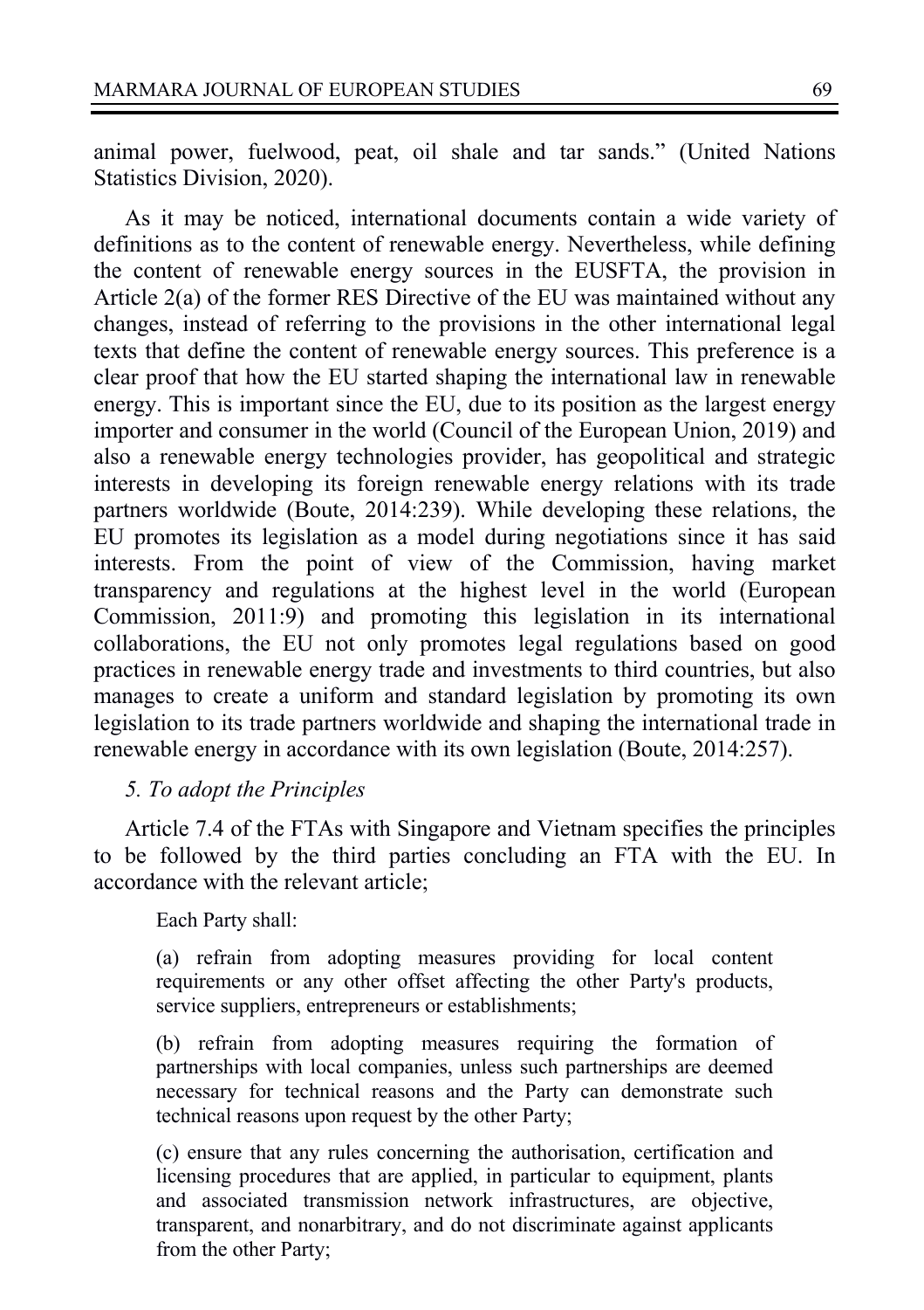animal power, fuelwood, peat, oil shale and tar sands." (United Nations Statistics Division, 2020).

As it may be noticed, international documents contain a wide variety of definitions as to the content of renewable energy. Nevertheless, while defining the content of renewable energy sources in the EUSFTA, the provision in Article 2(a) of the former RES Directive of the EU was maintained without any changes, instead of referring to the provisions in the other international legal texts that define the content of renewable energy sources. This preference is a clear proof that how the EU started shaping the international law in renewable energy. This is important since the EU, due to its position as the largest energy importer and consumer in the world (Council of the European Union, 2019) and also a renewable energy technologies provider, has geopolitical and strategic interests in developing its foreign renewable energy relations with its trade partners worldwide (Boute, 2014:239). While developing these relations, the EU promotes its legislation as a model during negotiations since it has said interests. From the point of view of the Commission, having market transparency and regulations at the highest level in the world (European Commission, 2011:9) and promoting this legislation in its international collaborations, the EU not only promotes legal regulations based on good practices in renewable energy trade and investments to third countries, but also manages to create a uniform and standard legislation by promoting its own legislation to its trade partners worldwide and shaping the international trade in renewable energy in accordance with its own legislation (Boute, 2014:257).

*5. To adopt the Principles*

Article 7.4 of the FTAs with Singapore and Vietnam specifies the principles to be followed by the third parties concluding an FTA with the EU. In accordance with the relevant article;

> Each Party shall:
>
> (a) refrain from adopting measures providing for local content requirements or any other offset affecting the other Party's products, service suppliers, entrepreneurs or establishments;
>
> (b) refrain from adopting measures requiring the formation of partnerships with local companies, unless such partnerships are deemed necessary for technical reasons and the Party can demonstrate such technical reasons upon request by the other Party;
>
> (c) ensure that any rules concerning the authorisation, certification and licensing procedures that are applied, in particular to equipment, plants and associated transmission network infrastructures, are objective, transparent, and nonarbitrary, and do not discriminate against applicants from the other Party;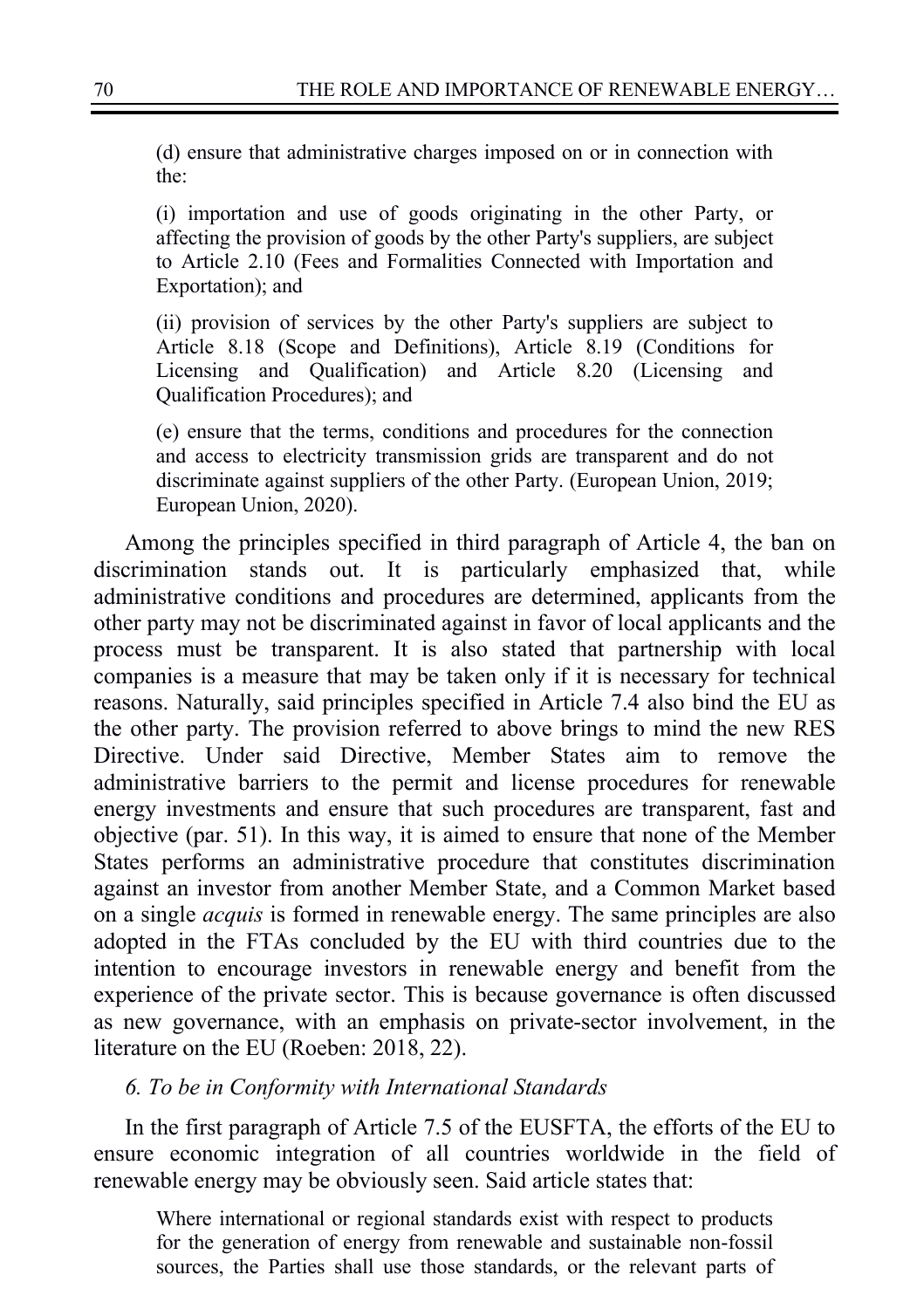> (d) ensure that administrative charges imposed on or in connection with the:
>
> (i) importation and use of goods originating in the other Party, or affecting the provision of goods by the other Party's suppliers, are subject to Article 2.10 (Fees and Formalities Connected with Importation and Exportation); and
>
> (ii) provision of services by the other Party's suppliers are subject to Article 8.18 (Scope and Definitions), Article 8.19 (Conditions for Licensing and Qualification) and Article 8.20 (Licensing and Qualification Procedures); and
>
> (e) ensure that the terms, conditions and procedures for the connection and access to electricity transmission grids are transparent and do not discriminate against suppliers of the other Party. (European Union, 2019; European Union, 2020).

Among the principles specified in third paragraph of Article 4, the ban on discrimination stands out. It is particularly emphasized that, while administrative conditions and procedures are determined, applicants from the other party may not be discriminated against in favor of local applicants and the process must be transparent. It is also stated that partnership with local companies is a measure that may be taken only if it is necessary for technical reasons. Naturally, said principles specified in Article 7.4 also bind the EU as the other party. The provision referred to above brings to mind the new RES Directive. Under said Directive, Member States aim to remove the administrative barriers to the permit and license procedures for renewable energy investments and ensure that such procedures are transparent, fast and objective (par. 51). In this way, it is aimed to ensure that none of the Member States performs an administrative procedure that constitutes discrimination against an investor from another Member State, and a Common Market based on a single *acquis* is formed in renewable energy. The same principles are also adopted in the FTAs concluded by the EU with third countries due to the intention to encourage investors in renewable energy and benefit from the experience of the private sector. This is because governance is often discussed as new governance, with an emphasis on private-sector involvement, in the literature on the EU (Roeben: 2018, 22).

*6. To be in Conformity with International Standards*

In the first paragraph of Article 7.5 of the EUSFTA, the efforts of the EU to ensure economic integration of all countries worldwide in the field of renewable energy may be obviously seen. Said article states that:

> Where international or regional standards exist with respect to products for the generation of energy from renewable and sustainable non-fossil sources, the Parties shall use those standards, or the relevant parts of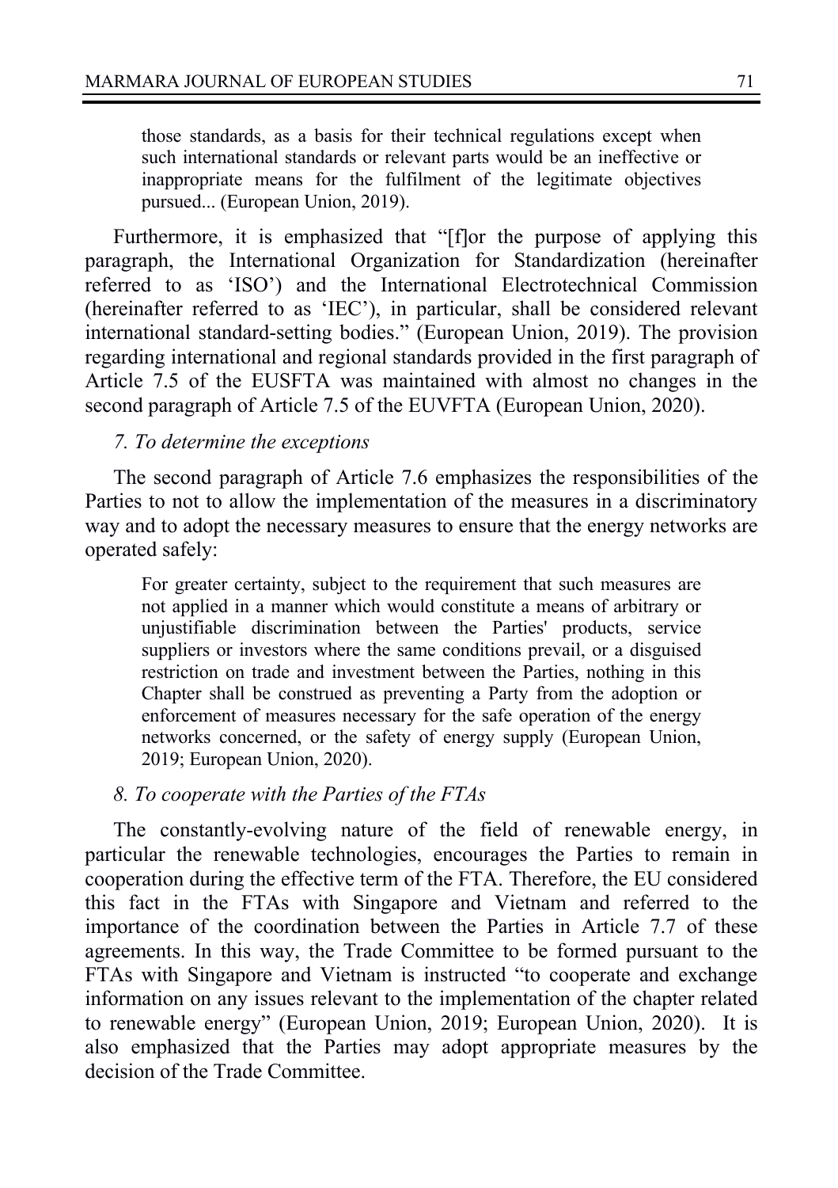> those standards, as a basis for their technical regulations except when such international standards or relevant parts would be an ineffective or inappropriate means for the fulfilment of the legitimate objectives pursued... (European Union, 2019).

Furthermore, it is emphasized that "[f]or the purpose of applying this paragraph, the International Organization for Standardization (hereinafter referred to as 'ISO') and the International Electrotechnical Commission (hereinafter referred to as 'IEC'), in particular, shall be considered relevant international standard-setting bodies." (European Union, 2019). The provision regarding international and regional standards provided in the first paragraph of Article 7.5 of the EUSFTA was maintained with almost no changes in the second paragraph of Article 7.5 of the EUVFTA (European Union, 2020).

*7. To determine the exceptions*

The second paragraph of Article 7.6 emphasizes the responsibilities of the Parties to not to allow the implementation of the measures in a discriminatory way and to adopt the necessary measures to ensure that the energy networks are operated safely:

> For greater certainty, subject to the requirement that such measures are not applied in a manner which would constitute a means of arbitrary or unjustifiable discrimination between the Parties' products, service suppliers or investors where the same conditions prevail, or a disguised restriction on trade and investment between the Parties, nothing in this Chapter shall be construed as preventing a Party from the adoption or enforcement of measures necessary for the safe operation of the energy networks concerned, or the safety of energy supply (European Union, 2019; European Union, 2020).

*8. To cooperate with the Parties of the FTAs*

The constantly-evolving nature of the field of renewable energy, in particular the renewable technologies, encourages the Parties to remain in cooperation during the effective term of the FTA. Therefore, the EU considered this fact in the FTAs with Singapore and Vietnam and referred to the importance of the coordination between the Parties in Article 7.7 of these agreements. In this way, the Trade Committee to be formed pursuant to the FTAs with Singapore and Vietnam is instructed "to cooperate and exchange information on any issues relevant to the implementation of the chapter related to renewable energy" (European Union, 2019; European Union, 2020). It is also emphasized that the Parties may adopt appropriate measures by the decision of the Trade Committee.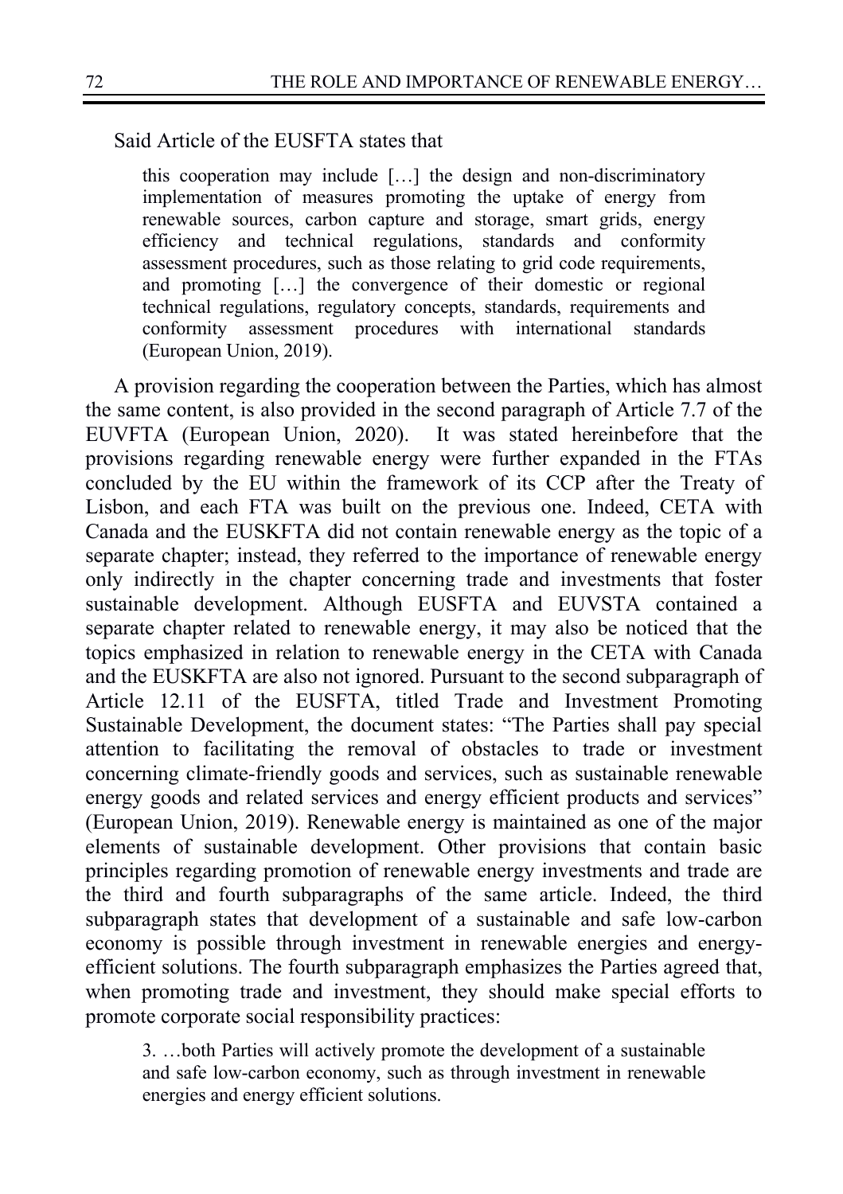Said Article of the EUSFTA states that

> this cooperation may include […] the design and non-discriminatory implementation of measures promoting the uptake of energy from renewable sources, carbon capture and storage, smart grids, energy efficiency and technical regulations, standards and conformity assessment procedures, such as those relating to grid code requirements, and promoting […] the convergence of their domestic or regional technical regulations, regulatory concepts, standards, requirements and conformity assessment procedures with international standards (European Union, 2019).

A provision regarding the cooperation between the Parties, which has almost the same content, is also provided in the second paragraph of Article 7.7 of the EUVFTA (European Union, 2020). It was stated hereinbefore that the provisions regarding renewable energy were further expanded in the FTAs concluded by the EU within the framework of its CCP after the Treaty of Lisbon, and each FTA was built on the previous one. Indeed, CETA with Canada and the EUSKFTA did not contain renewable energy as the topic of a separate chapter; instead, they referred to the importance of renewable energy only indirectly in the chapter concerning trade and investments that foster sustainable development. Although EUSFTA and EUVSTA contained a separate chapter related to renewable energy, it may also be noticed that the topics emphasized in relation to renewable energy in the CETA with Canada and the EUSKFTA are also not ignored. Pursuant to the second subparagraph of Article 12.11 of the EUSFTA, titled Trade and Investment Promoting Sustainable Development, the document states: "The Parties shall pay special attention to facilitating the removal of obstacles to trade or investment concerning climate-friendly goods and services, such as sustainable renewable energy goods and related services and energy efficient products and services" (European Union, 2019). Renewable energy is maintained as one of the major elements of sustainable development. Other provisions that contain basic principles regarding promotion of renewable energy investments and trade are the third and fourth subparagraphs of the same article. Indeed, the third subparagraph states that development of a sustainable and safe low-carbon economy is possible through investment in renewable energies and energy-efficient solutions. The fourth subparagraph emphasizes the Parties agreed that, when promoting trade and investment, they should make special efforts to promote corporate social responsibility practices:

> 3. …both Parties will actively promote the development of a sustainable and safe low-carbon economy, such as through investment in renewable energies and energy efficient solutions.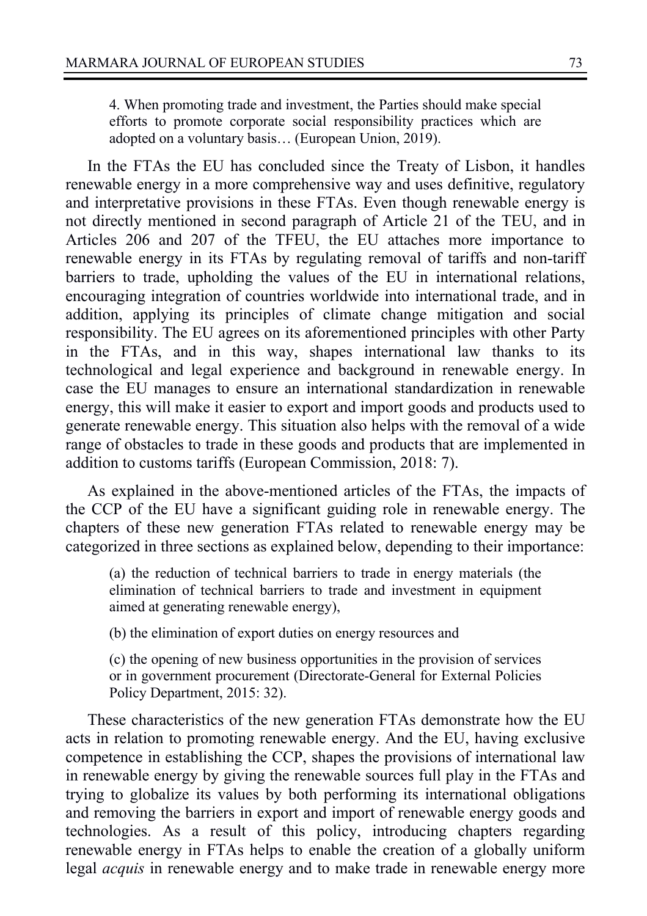> 4. When promoting trade and investment, the Parties should make special efforts to promote corporate social responsibility practices which are adopted on a voluntary basis… (European Union, 2019).

In the FTAs the EU has concluded since the Treaty of Lisbon, it handles renewable energy in a more comprehensive way and uses definitive, regulatory and interpretative provisions in these FTAs. Even though renewable energy is not directly mentioned in second paragraph of Article 21 of the TEU, and in Articles 206 and 207 of the TFEU, the EU attaches more importance to renewable energy in its FTAs by regulating removal of tariffs and non-tariff barriers to trade, upholding the values of the EU in international relations, encouraging integration of countries worldwide into international trade, and in addition, applying its principles of climate change mitigation and social responsibility. The EU agrees on its aforementioned principles with other Party in the FTAs, and in this way, shapes international law thanks to its technological and legal experience and background in renewable energy. In case the EU manages to ensure an international standardization in renewable energy, this will make it easier to export and import goods and products used to generate renewable energy. This situation also helps with the removal of a wide range of obstacles to trade in these goods and products that are implemented in addition to customs tariffs (European Commission, 2018: 7).

As explained in the above-mentioned articles of the FTAs, the impacts of the CCP of the EU have a significant guiding role in renewable energy. The chapters of these new generation FTAs related to renewable energy may be categorized in three sections as explained below, depending to their importance:

> (a) the reduction of technical barriers to trade in energy materials (the elimination of technical barriers to trade and investment in equipment aimed at generating renewable energy),
>
> (b) the elimination of export duties on energy resources and
>
> (c) the opening of new business opportunities in the provision of services or in government procurement (Directorate-General for External Policies Policy Department, 2015: 32).

These characteristics of the new generation FTAs demonstrate how the EU acts in relation to promoting renewable energy. And the EU, having exclusive competence in establishing the CCP, shapes the provisions of international law in renewable energy by giving the renewable sources full play in the FTAs and trying to globalize its values by both performing its international obligations and removing the barriers in export and import of renewable energy goods and technologies. As a result of this policy, introducing chapters regarding renewable energy in FTAs helps to enable the creation of a globally uniform legal *acquis* in renewable energy and to make trade in renewable energy more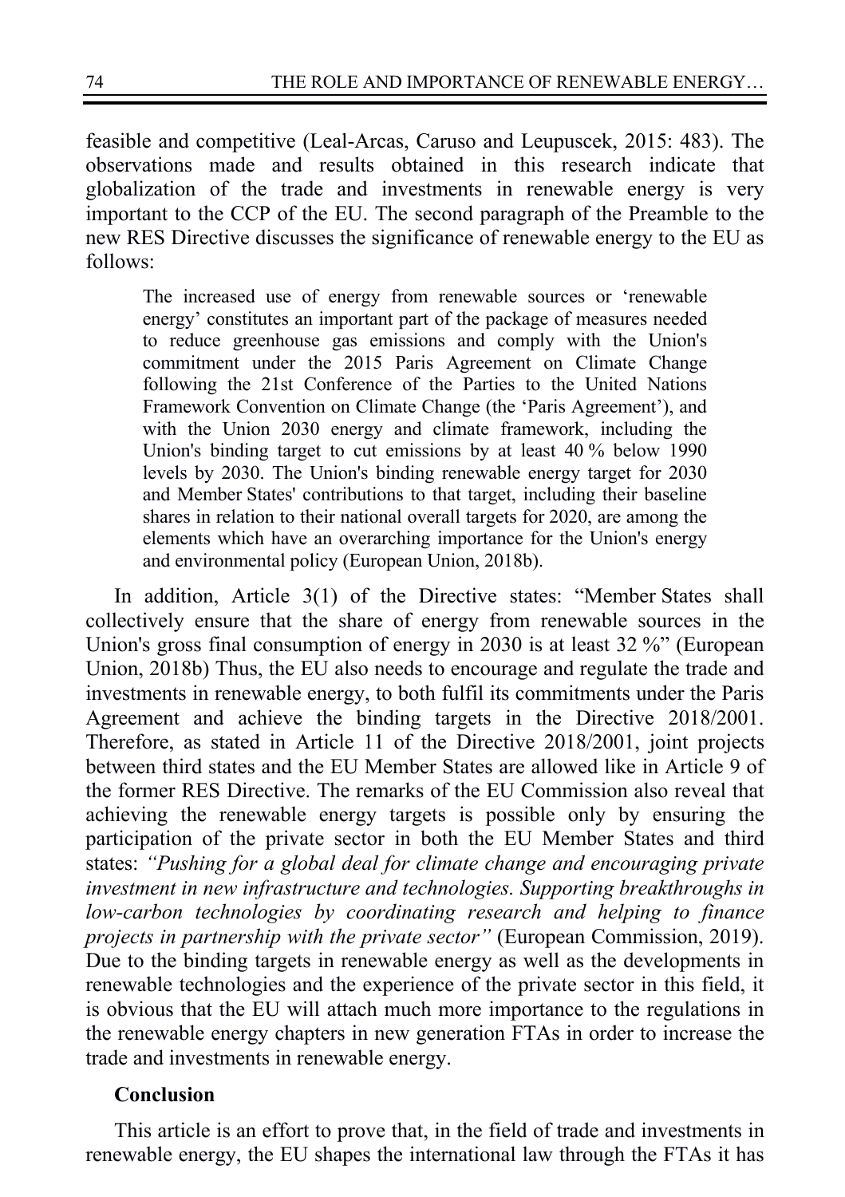feasible and competitive (Leal-Arcas, Caruso and Leupuscek, 2015: 483). The observations made and results obtained in this research indicate that globalization of the trade and investments in renewable energy is very important to the CCP of the EU. The second paragraph of the Preamble to the new RES Directive discusses the significance of renewable energy to the EU as follows:

> The increased use of energy from renewable sources or 'renewable energy' constitutes an important part of the package of measures needed to reduce greenhouse gas emissions and comply with the Union's commitment under the 2015 Paris Agreement on Climate Change following the 21st Conference of the Parties to the United Nations Framework Convention on Climate Change (the 'Paris Agreement'), and with the Union 2030 energy and climate framework, including the Union's binding target to cut emissions by at least 40 % below 1990 levels by 2030. The Union's binding renewable energy target for 2030 and Member States' contributions to that target, including their baseline shares in relation to their national overall targets for 2020, are among the elements which have an overarching importance for the Union's energy and environmental policy (European Union, 2018b).

In addition, Article 3(1) of the Directive states: "Member States shall collectively ensure that the share of energy from renewable sources in the Union's gross final consumption of energy in 2030 is at least 32 %" (European Union, 2018b) Thus, the EU also needs to encourage and regulate the trade and investments in renewable energy, to both fulfil its commitments under the Paris Agreement and achieve the binding targets in the Directive 2018/2001. Therefore, as stated in Article 11 of the Directive 2018/2001, joint projects between third states and the EU Member States are allowed like in Article 9 of the former RES Directive. The remarks of the EU Commission also reveal that achieving the renewable energy targets is possible only by ensuring the participation of the private sector in both the EU Member States and third states: *"Pushing for a global deal for climate change and encouraging private investment in new infrastructure and technologies. Supporting breakthroughs in low-carbon technologies by coordinating research and helping to finance projects in partnership with the private sector"* (European Commission, 2019). Due to the binding targets in renewable energy as well as the developments in renewable technologies and the experience of the private sector in this field, it is obvious that the EU will attach much more importance to the regulations in the renewable energy chapters in new generation FTAs in order to increase the trade and investments in renewable energy.

## Conclusion

This article is an effort to prove that, in the field of trade and investments in renewable energy, the EU shapes the international law through the FTAs it has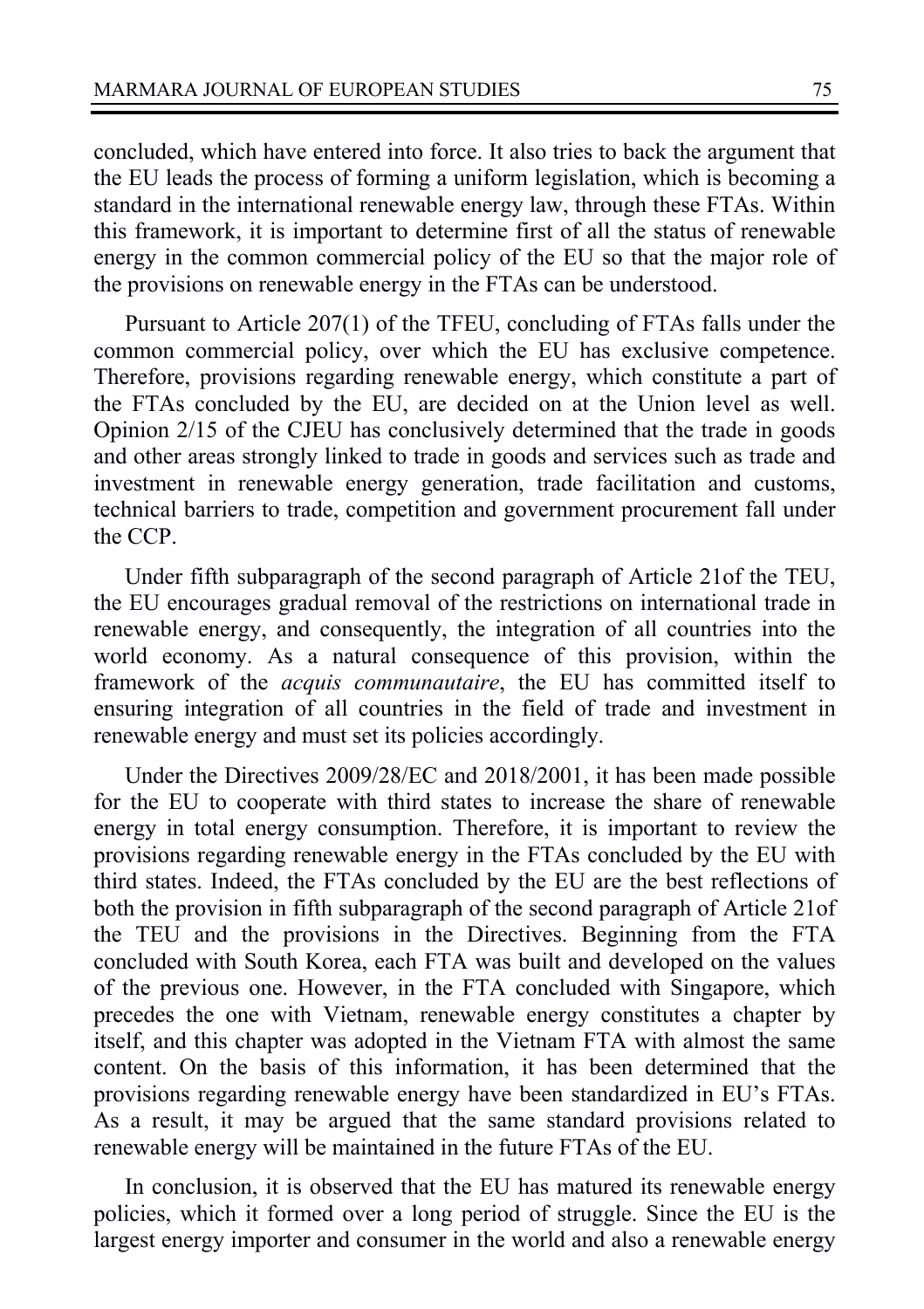concluded, which have entered into force. It also tries to back the argument that the EU leads the process of forming a uniform legislation, which is becoming a standard in the international renewable energy law, through these FTAs. Within this framework, it is important to determine first of all the status of renewable energy in the common commercial policy of the EU so that the major role of the provisions on renewable energy in the FTAs can be understood.

Pursuant to Article 207(1) of the TFEU, concluding of FTAs falls under the common commercial policy, over which the EU has exclusive competence. Therefore, provisions regarding renewable energy, which constitute a part of the FTAs concluded by the EU, are decided on at the Union level as well. Opinion 2/15 of the CJEU has conclusively determined that the trade in goods and other areas strongly linked to trade in goods and services such as trade and investment in renewable energy generation, trade facilitation and customs, technical barriers to trade, competition and government procurement fall under the CCP.

Under fifth subparagraph of the second paragraph of Article 21of the TEU, the EU encourages gradual removal of the restrictions on international trade in renewable energy, and consequently, the integration of all countries into the world economy. As a natural consequence of this provision, within the framework of the *acquis communautaire*, the EU has committed itself to ensuring integration of all countries in the field of trade and investment in renewable energy and must set its policies accordingly.

Under the Directives 2009/28/EC and 2018/2001, it has been made possible for the EU to cooperate with third states to increase the share of renewable energy in total energy consumption. Therefore, it is important to review the provisions regarding renewable energy in the FTAs concluded by the EU with third states. Indeed, the FTAs concluded by the EU are the best reflections of both the provision in fifth subparagraph of the second paragraph of Article 21of the TEU and the provisions in the Directives. Beginning from the FTA concluded with South Korea, each FTA was built and developed on the values of the previous one. However, in the FTA concluded with Singapore, which precedes the one with Vietnam, renewable energy constitutes a chapter by itself, and this chapter was adopted in the Vietnam FTA with almost the same content. On the basis of this information, it has been determined that the provisions regarding renewable energy have been standardized in EU's FTAs. As a result, it may be argued that the same standard provisions related to renewable energy will be maintained in the future FTAs of the EU.

In conclusion, it is observed that the EU has matured its renewable energy policies, which it formed over a long period of struggle. Since the EU is the largest energy importer and consumer in the world and also a renewable energy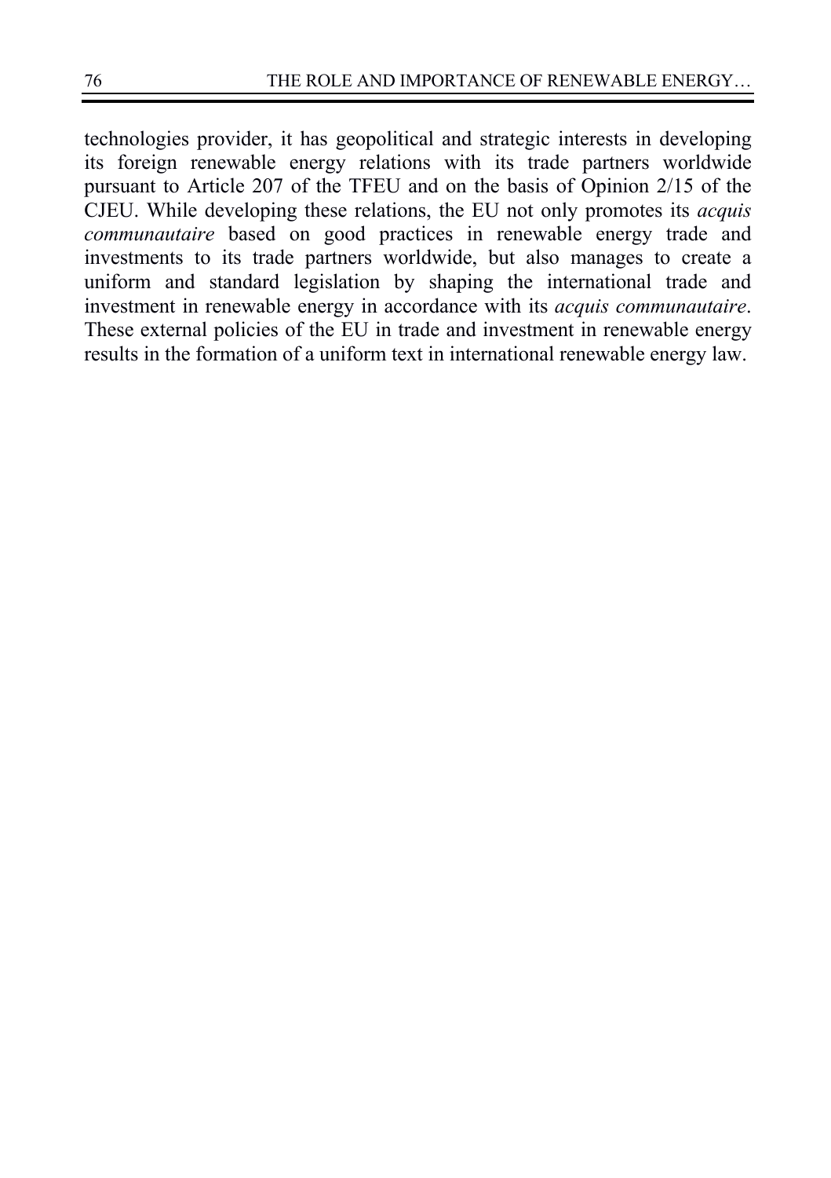technologies provider, it has geopolitical and strategic interests in developing its foreign renewable energy relations with its trade partners worldwide pursuant to Article 207 of the TFEU and on the basis of Opinion 2/15 of the CJEU. While developing these relations, the EU not only promotes its *acquis communautaire* based on good practices in renewable energy trade and investments to its trade partners worldwide, but also manages to create a uniform and standard legislation by shaping the international trade and investment in renewable energy in accordance with its *acquis communautaire*. These external policies of the EU in trade and investment in renewable energy results in the formation of a uniform text in international renewable energy law.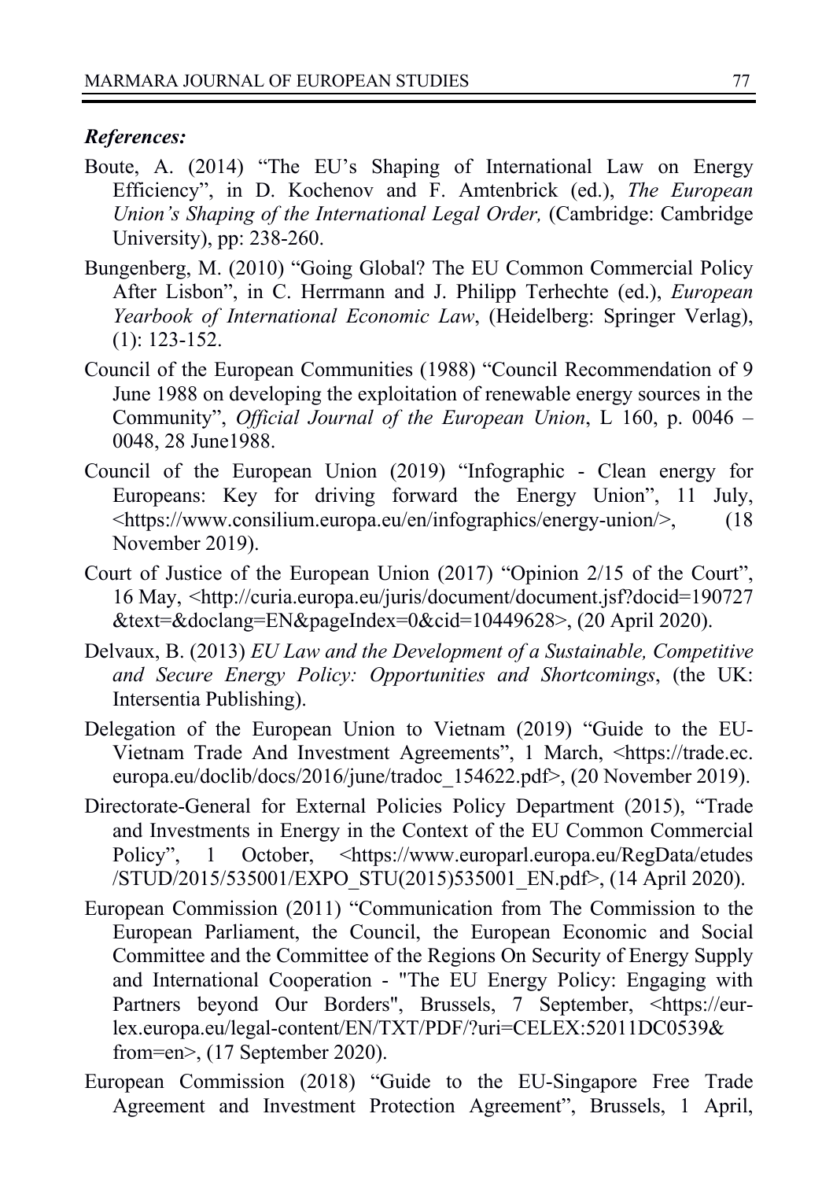***References:***

Boute, A. (2014) "The EU's Shaping of International Law on Energy Efficiency", in D. Kochenov and F. Amtenbrick (ed.), *The European Union's Shaping of the International Legal Order,* (Cambridge: Cambridge University), pp: 238-260.

Bungenberg, M. (2010) "Going Global? The EU Common Commercial Policy After Lisbon", in C. Herrmann and J. Philipp Terhechte (ed.), *European Yearbook of International Economic Law*, (Heidelberg: Springer Verlag), (1): 123-152.

Council of the European Communities (1988) "Council Recommendation of 9 June 1988 on developing the exploitation of renewable energy sources in the Community", *Official Journal of the European Union*, L 160, p. 0046 – 0048, 28 June1988.

Council of the European Union (2019) "Infographic - Clean energy for Europeans: Key for driving forward the Energy Union", 11 July, <https://www.consilium.europa.eu/en/infographics/energy-union/>, (18 November 2019).

Court of Justice of the European Union (2017) "Opinion 2/15 of the Court", 16 May, <http://curia.europa.eu/juris/document/document.jsf?docid=190727&text=&doclang=EN&pageIndex=0&cid=10449628>, (20 April 2020).

Delvaux, B. (2013) *EU Law and the Development of a Sustainable, Competitive and Secure Energy Policy: Opportunities and Shortcomings*, (the UK: Intersentia Publishing).

Delegation of the European Union to Vietnam (2019) "Guide to the EU-Vietnam Trade And Investment Agreements", 1 March, <https://trade.ec.europa.eu/doclib/docs/2016/june/tradoc_154622.pdf>, (20 November 2019).

Directorate-General for External Policies Policy Department (2015), "Trade and Investments in Energy in the Context of the EU Common Commercial Policy", 1 October, <https://www.europarl.europa.eu/RegData/etudes/STUD/2015/535001/EXPO_STU(2015)535001_EN.pdf>, (14 April 2020).

European Commission (2011) "Communication from The Commission to the European Parliament, the Council, the European Economic and Social Committee and the Committee of the Regions On Security of Energy Supply and International Cooperation - "The EU Energy Policy: Engaging with Partners beyond Our Borders", Brussels, 7 September, <https://eur-lex.europa.eu/legal-content/EN/TXT/PDF/?uri=CELEX:52011DC0539&from=en>, (17 September 2020).

European Commission (2018) "Guide to the EU-Singapore Free Trade Agreement and Investment Protection Agreement", Brussels, 1 April,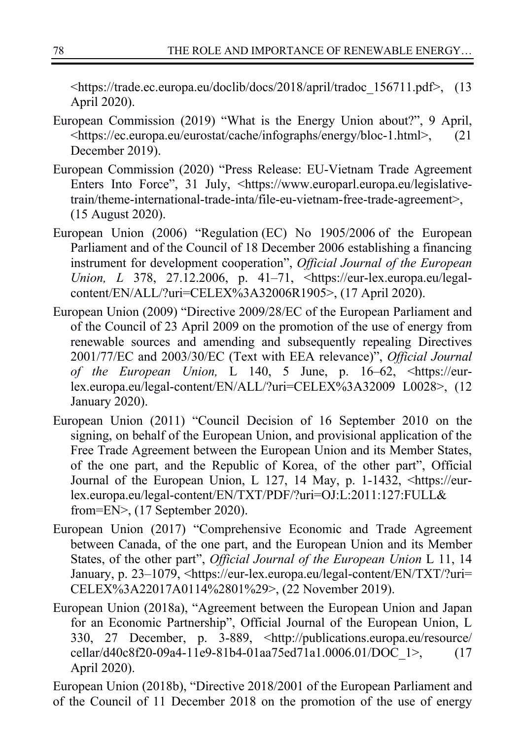<https://trade.ec.europa.eu/doclib/docs/2018/april/tradoc_156711.pdf>, (13 April 2020).

European Commission (2019) “What is the Energy Union about?”, 9 April, <https://ec.europa.eu/eurostat/cache/infographs/energy/bloc-1.html>, (21 December 2019).

European Commission (2020) “Press Release: EU-Vietnam Trade Agreement Enters Into Force”, 31 July, <https://www.europarl.europa.eu/legislative-train/theme-international-trade-inta/file-eu-vietnam-free-trade-agreement>, (15 August 2020).

European Union (2006) “Regulation (EC) No 1905/2006 of the European Parliament and of the Council of 18 December 2006 establishing a financing instrument for development cooperation”, *Official Journal of the European Union, L* 378, 27.12.2006, p. 41–71, <https://eur-lex.europa.eu/legal-content/EN/ALL/?uri=CELEX%3A32006R1905>, (17 April 2020).

European Union (2009) “Directive 2009/28/EC of the European Parliament and of the Council of 23 April 2009 on the promotion of the use of energy from renewable sources and amending and subsequently repealing Directives 2001/77/EC and 2003/30/EC (Text with EEA relevance)”, *Official Journal of the European Union,* L 140, 5 June, p. 16–62, <https://eur-lex.europa.eu/legal-content/EN/ALL/?uri=CELEX%3A32009 L0028>, (12 January 2020).

European Union (2011) “Council Decision of 16 September 2010 on the signing, on behalf of the European Union, and provisional application of the Free Trade Agreement between the European Union and its Member States, of the one part, and the Republic of Korea, of the other part”, Official Journal of the European Union, L 127, 14 May, p. 1-1432, <https://eur-lex.europa.eu/legal-content/EN/TXT/PDF/?uri=OJ:L:2011:127:FULL&from=EN>, (17 September 2020).

European Union (2017) “Comprehensive Economic and Trade Agreement between Canada, of the one part, and the European Union and its Member States, of the other part”, *Official Journal of the European Union* L 11, 14 January, p. 23–1079, <https://eur-lex.europa.eu/legal-content/EN/TXT/?uri=CELEX%3A22017A0114%2801%29>, (22 November 2019).

European Union (2018a), “Agreement between the European Union and Japan for an Economic Partnership”, Official Journal of the European Union, L 330, 27 December, p. 3-889, <http://publications.europa.eu/resource/cellar/d40c8f20-09a4-11e9-81b4-01aa75ed71a1.0006.01/DOC_1>, (17 April 2020).

European Union (2018b), “Directive 2018/2001 of the European Parliament and of the Council of 11 December 2018 on the promotion of the use of energy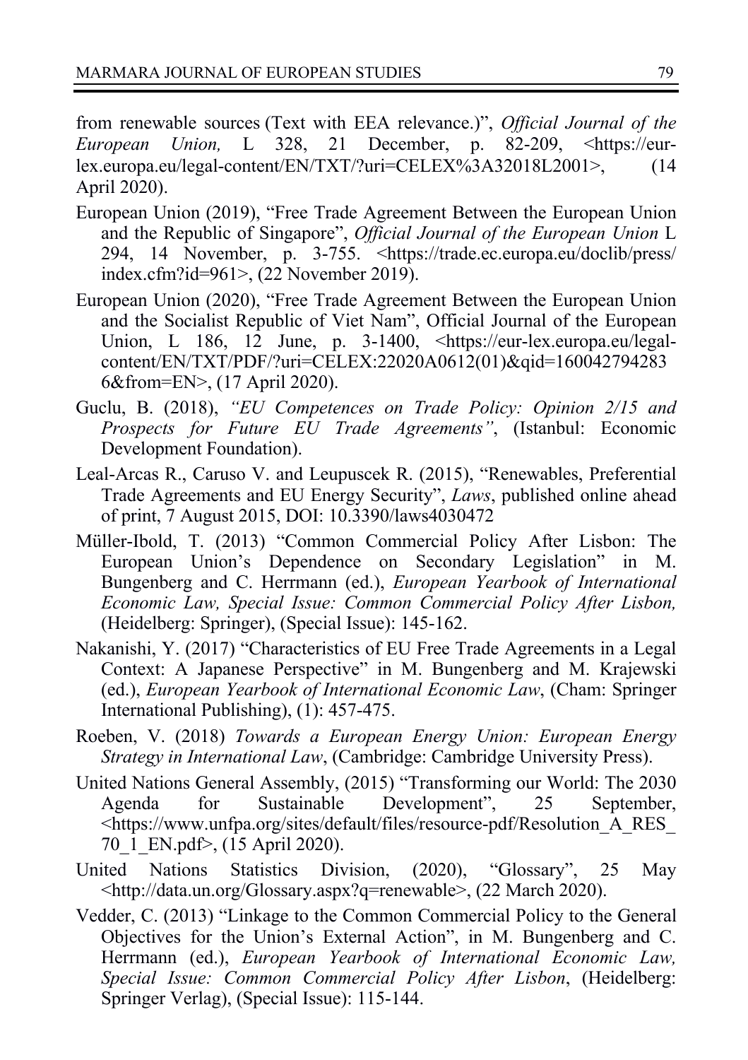from renewable sources (Text with EEA relevance.)", *Official Journal of the European Union,* L 328, 21 December, p. 82-209, <https://eur-lex.europa.eu/legal-content/EN/TXT/?uri=CELEX%3A32018L2001>, (14 April 2020).

European Union (2019), "Free Trade Agreement Between the European Union and the Republic of Singapore", *Official Journal of the European Union* L 294, 14 November, p. 3-755. <https://trade.ec.europa.eu/doclib/press/index.cfm?id=961>, (22 November 2019).

European Union (2020), "Free Trade Agreement Between the European Union and the Socialist Republic of Viet Nam", Official Journal of the European Union, L 186, 12 June, p. 3-1400, <https://eur-lex.europa.eu/legal-content/EN/TXT/PDF/?uri=CELEX:22020A0612(01)&qid=1600427942836&from=EN>, (17 April 2020).

Guclu, B. (2018), *"EU Competences on Trade Policy: Opinion 2/15 and Prospects for Future EU Trade Agreements"*, (Istanbul: Economic Development Foundation).

Leal-Arcas R., Caruso V. and Leupuscek R. (2015), "Renewables, Preferential Trade Agreements and EU Energy Security", *Laws*, published online ahead of print, 7 August 2015, DOI: 10.3390/laws4030472

Müller-Ibold, T. (2013) "Common Commercial Policy After Lisbon: The European Union's Dependence on Secondary Legislation" in M. Bungenberg and C. Herrmann (ed.), *European Yearbook of International Economic Law, Special Issue: Common Commercial Policy After Lisbon,* (Heidelberg: Springer), (Special Issue): 145-162.

Nakanishi, Y. (2017) "Characteristics of EU Free Trade Agreements in a Legal Context: A Japanese Perspective" in M. Bungenberg and M. Krajewski (ed.), *European Yearbook of International Economic Law*, (Cham: Springer International Publishing), (1): 457-475.

Roeben, V. (2018) *Towards a European Energy Union: European Energy Strategy in International Law*, (Cambridge: Cambridge University Press).

United Nations General Assembly, (2015) "Transforming our World: The 2030 Agenda for Sustainable Development", 25 September, <https://www.unfpa.org/sites/default/files/resource-pdf/Resolution_A_RES_70_1_EN.pdf>, (15 April 2020).

United Nations Statistics Division, (2020), "Glossary", 25 May <http://data.un.org/Glossary.aspx?q=renewable>, (22 March 2020).

Vedder, C. (2013) "Linkage to the Common Commercial Policy to the General Objectives for the Union's External Action", in M. Bungenberg and C. Herrmann (ed.), *European Yearbook of International Economic Law, Special Issue: Common Commercial Policy After Lisbon*, (Heidelberg: Springer Verlag), (Special Issue): 115-144.